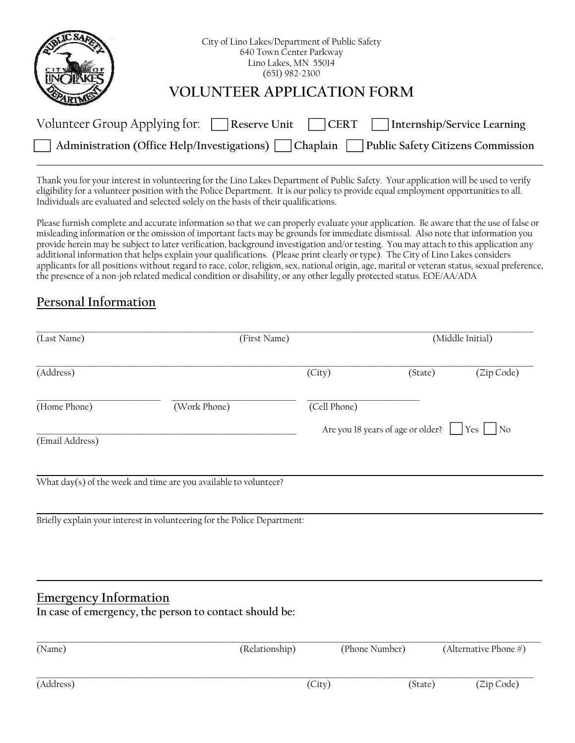City of Lino Lakes/Department of Public Safety
640 Town Center Parkway
Lino Lakes, MN 55014
(651) 982-2300

# VOLUNTEER APPLICATION FORM

Volunteer Group Applying for: ☐ **Reserve Unit** ☐ **CERT** ☐ **Internship/Service Learning**

☐ **Administration (Office Help/Investigations)** ☐ **Chaplain** ☐ **Public Safety Citizens Commission**

---

Thank you for your interest in volunteering for the Lino Lakes Department of Public Safety. Your application will be used to verify eligibility for a volunteer position with the Police Department. It is our policy to provide equal employment opportunities to all. Individuals are evaluated and selected solely on the basis of their qualifications.

Please furnish complete and accurate information so that we can properly evaluate your application. Be aware that the use of false or misleading information or the omission of important facts may be grounds for immediate dismissal. Also note that information you provide herein may be subject to later verification, background investigation and/or testing. You may attach to this application any additional information that helps explain your qualifications. (Please print clearly or type). The City of Lino Lakes considers applicants for all positions without regard to race, color, religion, sex, national origin, age, marital or veteran status, sexual preference, the presence of a non-job related medical condition or disability, or any other legally protected status. EOE/AA/ADA

## Personal Information

______________________________________________________________________
(Last Name) (First Name) (Middle Initial)

______________________________________________________________________
(Address) (City) (State) (Zip Code)

____________________ ____________________ ____________________
(Home Phone) (Work Phone) (Cell Phone)

______________________________________ Are you 18 years of age or older? ☐ Yes ☐ No
(Email Address)

______________________________________________________________________
What day(s) of the week and time are you available to volunteer?

______________________________________________________________________
Briefly explain your interest in volunteering for the Police Department:

______________________________________________________________________

## Emergency Information

**In case of emergency, the person to contact should be:**

______________________________________________________________________
(Name) (Relationship) (Phone Number) (Alternative Phone #)

______________________________________________________________________
(Address) (City) (State) (Zip Code)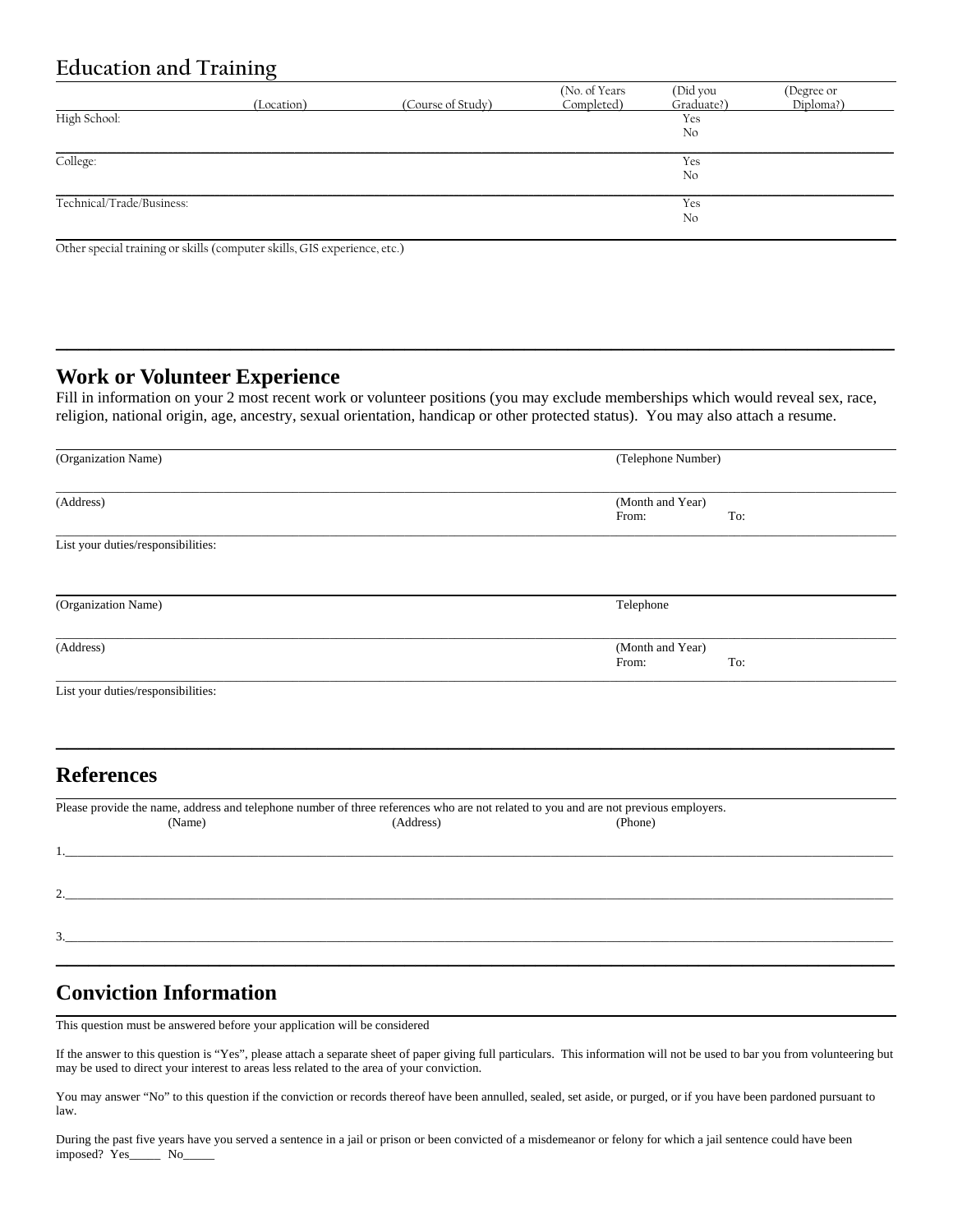## Education and Training

| | (Location) | (Course of Study) | (No. of Years Completed) | (Did you Graduate?) | (Degree or Diploma?) |
|---|---|---|---|---|---|
| High School: | | | | Yes<br>No | |
| College: | | | | Yes<br>No | |
| Technical/Trade/Business: | | | | Yes<br>No | |

Other special training or skills (computer skills, GIS experience, etc.)

## Work or Volunteer Experience

Fill in information on your 2 most recent work or volunteer positions (you may exclude memberships which would reveal sex, race, religion, national origin, age, ancestry, sexual orientation, handicap or other protected status). You may also attach a resume.

(Organization Name) (Telephone Number)

(Address) (Month and Year)
From: To:

List your duties/responsibilities:

(Organization Name) Telephone

(Address) (Month and Year)
From: To:

List your duties/responsibilities:

## References

Please provide the name, address and telephone number of three references who are not related to you and are not previous employers.

(Name) (Address) (Phone)

1.______________________________________________________________________________

2.______________________________________________________________________________

3.______________________________________________________________________________

## Conviction Information

This question must be answered before your application will be considered

If the answer to this question is "Yes", please attach a separate sheet of paper giving full particulars. This information will not be used to bar you from volunteering but may be used to direct your interest to areas less related to the area of your conviction.

You may answer "No" to this question if the conviction or records thereof have been annulled, sealed, set aside, or purged, or if you have been pardoned pursuant to law.

During the past five years have you served a sentence in a jail or prison or been convicted of a misdemeanor or felony for which a jail sentence could have been imposed? Yes_____ No_____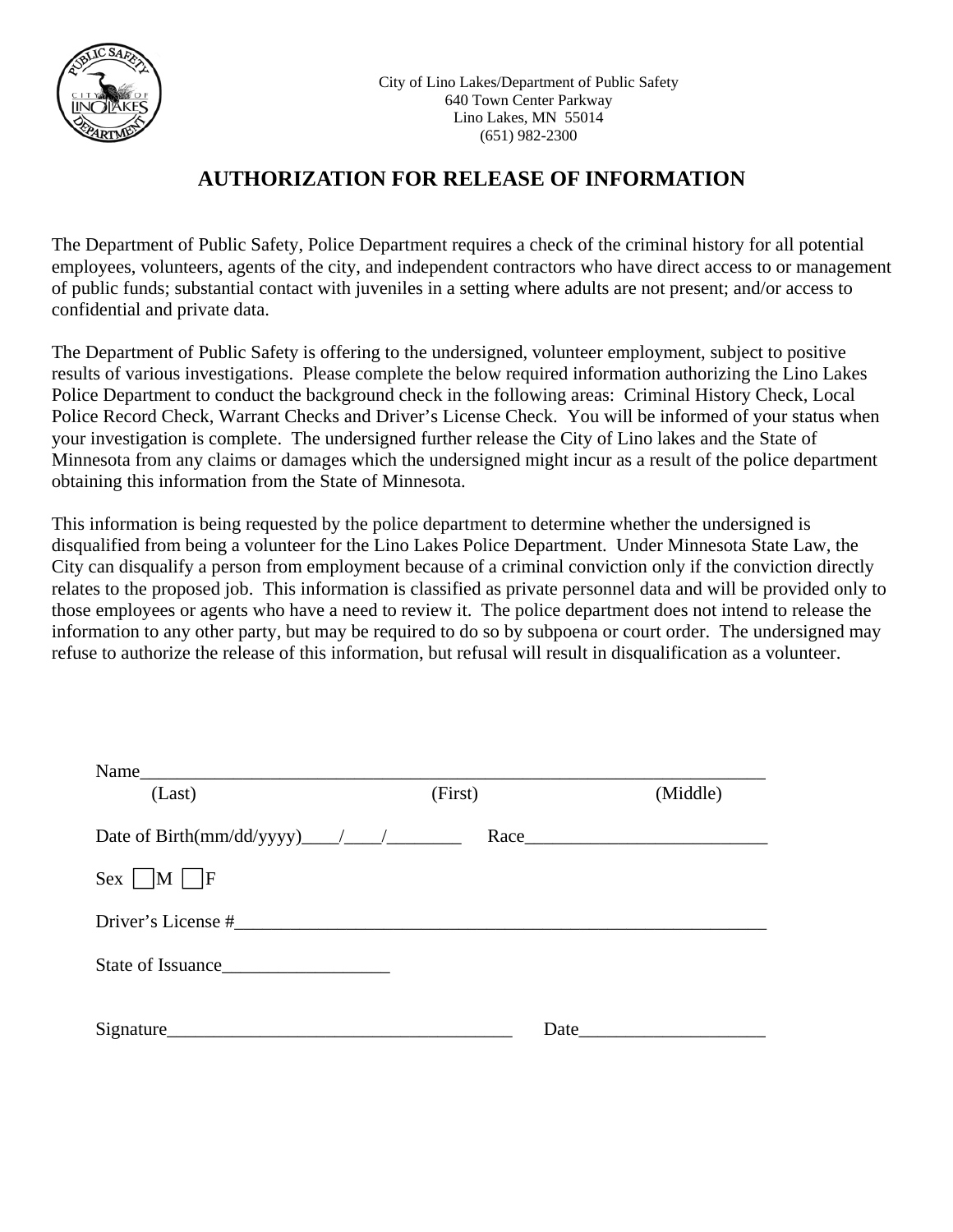City of Lino Lakes/Department of Public Safety
640 Town Center Parkway
Lino Lakes, MN 55014
(651) 982-2300

# AUTHORIZATION FOR RELEASE OF INFORMATION

The Department of Public Safety, Police Department requires a check of the criminal history for all potential employees, volunteers, agents of the city, and independent contractors who have direct access to or management of public funds; substantial contact with juveniles in a setting where adults are not present; and/or access to confidential and private data.

The Department of Public Safety is offering to the undersigned, volunteer employment, subject to positive results of various investigations. Please complete the below required information authorizing the Lino Lakes Police Department to conduct the background check in the following areas: Criminal History Check, Local Police Record Check, Warrant Checks and Driver's License Check. You will be informed of your status when your investigation is complete. The undersigned further release the City of Lino lakes and the State of Minnesota from any claims or damages which the undersigned might incur as a result of the police department obtaining this information from the State of Minnesota.

This information is being requested by the police department to determine whether the undersigned is disqualified from being a volunteer for the Lino Lakes Police Department. Under Minnesota State Law, the City can disqualify a person from employment because of a criminal conviction only if the conviction directly relates to the proposed job. This information is classified as private personnel data and will be provided only to those employees or agents who have a need to review it. The police department does not intend to release the information to any other party, but may be required to do so by subpoena or court order. The undersigned may refuse to authorize the release of this information, but refusal will result in disqualification as a volunteer.

Name_________________________________________________________________
(Last) (First) (Middle)

Date of Birth(mm/dd/yyyy)____/____/________ Race__________________________

Sex ☐M ☐F

Driver's License #___________________________________________________________

State of Issuance__________________

Signature_____________________________________ Date____________________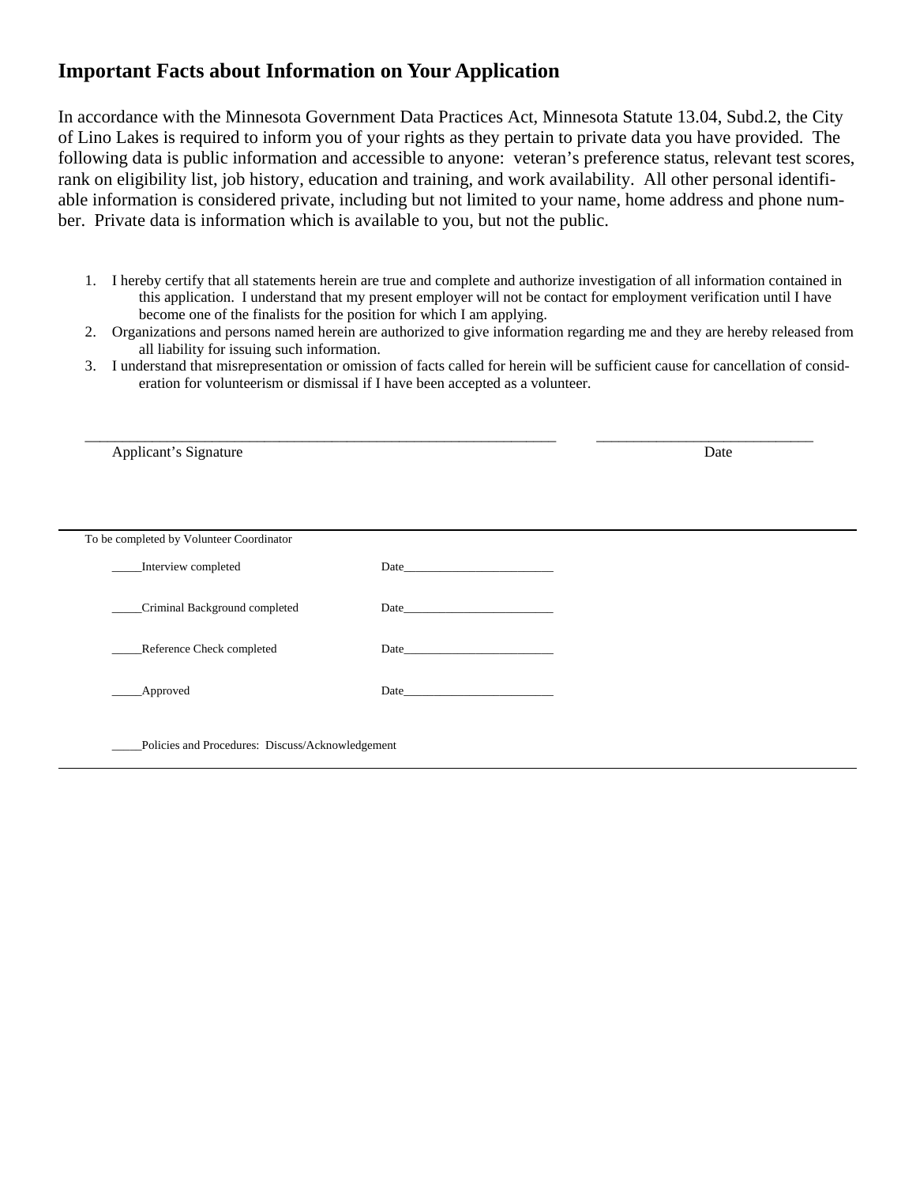## Important Facts about Information on Your Application

In accordance with the Minnesota Government Data Practices Act, Minnesota Statute 13.04, Subd.2, the City of Lino Lakes is required to inform you of your rights as they pertain to private data you have provided. The following data is public information and accessible to anyone: veteran's preference status, relevant test scores, rank on eligibility list, job history, education and training, and work availability. All other personal identifiable information is considered private, including but not limited to your name, home address and phone number. Private data is information which is available to you, but not the public.

1. I hereby certify that all statements herein are true and complete and authorize investigation of all information contained in this application. I understand that my present employer will not be contact for employment verification until I have become one of the finalists for the position for which I am applying.
2. Organizations and persons named herein are authorized to give information regarding me and they are hereby released from all liability for issuing such information.
3. I understand that misrepresentation or omission of facts called for herein will be sufficient cause for cancellation of consideration for volunteerism or dismissal if I have been accepted as a volunteer.

_______________________________________________ ______________________

Applicant's Signature Date

---

To be completed by Volunteer Coordinator

_____Interview completed Date________________________

_____Criminal Background completed Date________________________

_____Reference Check completed Date________________________

_____Approved Date________________________

_____Policies and Procedures: Discuss/Acknowledgement

---